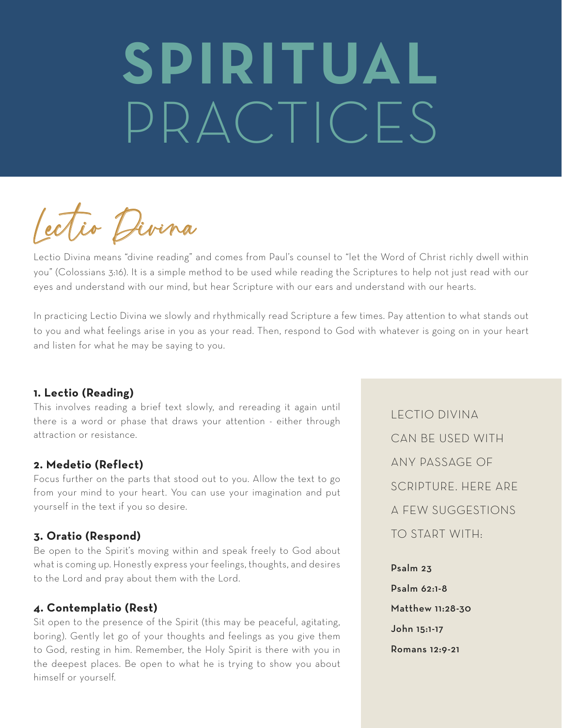# SPIRITUAL PRACTICES

## Lectio Divina

Lectio Divina means "divine reading" and comes from Paul's counsel to "let the Word of Christ richly dwell within you" (Colossians 3:16). It is a simple method to be used while reading the Scriptures to help not just read with our eyes and understand with our mind, but hear Scripture with our ears and understand with our hearts.

In practicing Lectio Divina we slowly and rhythmically read Scripture a few times. Pay attention to what stands out to you and what feelings arise in you as your read. Then, respond to God with whatever is going on in your heart and listen for what he may be saying to you.

### 1. Lectio (Reading)

This involves reading a brief text slowly, and rereading it again until there is a word or phase that draws your attention - either through attraction or resistance.

### 2. Medetio (Reflect)

Focus further on the parts that stood out to you. Allow the text to go from your mind to your heart. You can use your imagination and put yourself in the text if you so desire.

### 3. Oratio (Respond)

Be open to the Spirit's moving within and speak freely to God about what is coming up. Honestly express your feelings, thoughts, and desires to the Lord and pray about them with the Lord.

### 4. Contemplatio (Rest)

Sit open to the presence of the Spirit (this may be peaceful, agitating, boring). Gently let go of your thoughts and feelings as you give them to God, resting in him. Remember, the Holy Spirit is there with you in the deepest places. Be open to what he is trying to show you about himself or yourself.

LECTIO DIVINA CAN BE USED WITH ANY PASSAGE OF SCRIPTURE. HERE ARE A FEW SUGGESTIONS TO START WITH:

**Psalm 23**

**Psalm 62:1-8**

**Matthew 11:28-30**

**John 15:1-17**

**Romans 12:9-21**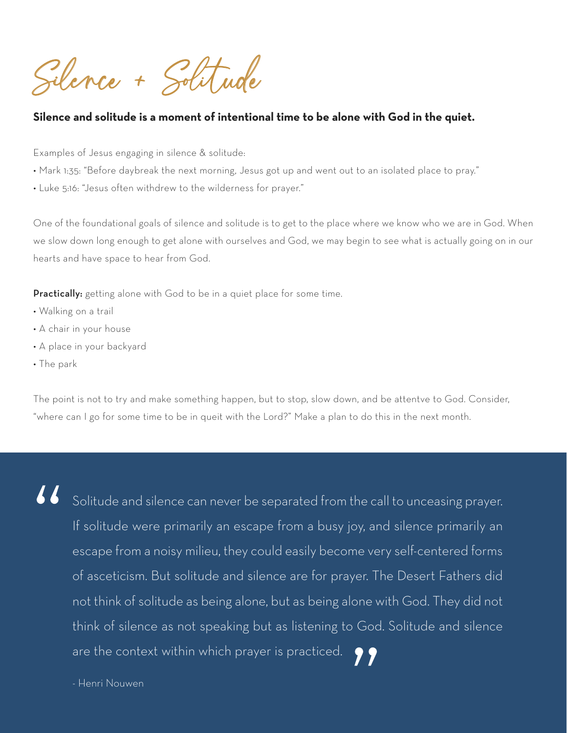# Silence + Solitude

**Silence and solitude is a moment of intentional time to be alone with God in the quiet.**

Examples of Jesus engaging in silence & solitude:

- Mark 1:35: "Before daybreak the next morning, Jesus got up and went out to an isolated place to pray."
- Luke 5:16: "Jesus often withdrew to the wilderness for prayer."

One of the foundational goals of silence and solitude is to get to the place where we know who we are in God. When we slow down long enough to get alone with ourselves and God, we may begin to see what is actually going on in our hearts and have space to hear from God.

**Practically:** getting alone with God to be in a quiet place for some time.

- Walking on a trail
- A chair in your house
- A place in your backyard
- The park

The point is not to try and make something happen, but to stop, slow down, and be attentve to God. Consider, "where can I go for some time to be in queit with the Lord?" Make a plan to do this in the next month.

> "Solitude and silence can never be separated from the call to unceasing prayer. If solitude were primarily an escape from a busy joy, and silence primarily an escape from a noisy milieu, they could easily become very self-centered forms of asceticism. But solitude and silence are for prayer. The Desert Fathers did not think of solitude as being alone, but as being alone with God. They did not think of silence as not speaking but as listening to God. Solitude and silence are the context within which prayer is practiced."
>
> - Henri Nouwen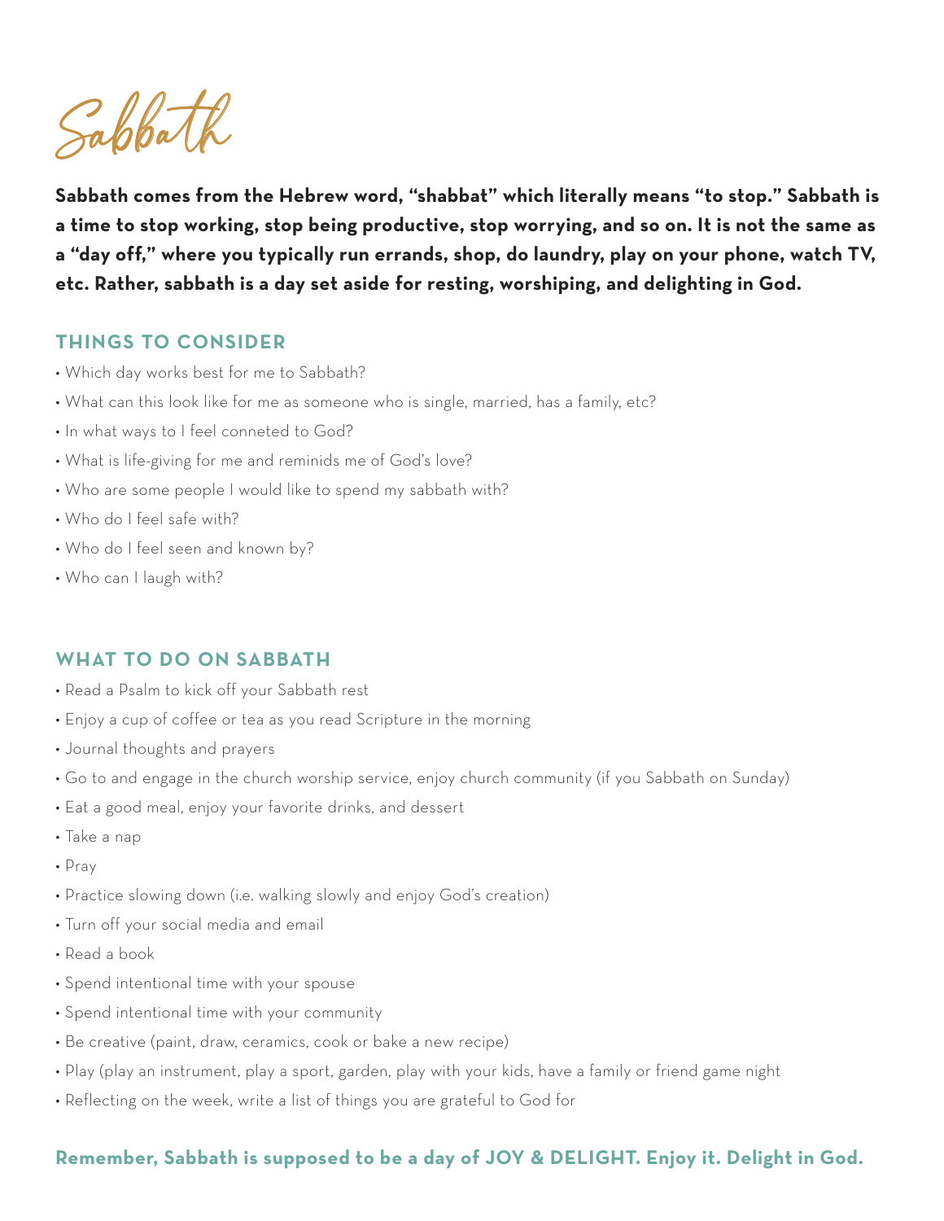# Sabbath

**Sabbath comes from the Hebrew word, "shabbat" which literally means "to stop." Sabbath is a time to stop working, stop being productive, stop worrying, and so on. It is not the same as a "day off," where you typically run errands, shop, do laundry, play on your phone, watch TV, etc. Rather, sabbath is a day set aside for resting, worshiping, and delighting in God.**

## THINGS TO CONSIDER

- Which day works best for me to Sabbath?
- What can this look like for me as someone who is single, married, has a family, etc?
- In what ways to I feel conneted to God?
- What is life-giving for me and reminids me of God's love?
- Who are some people I would like to spend my sabbath with?
- Who do I feel safe with?
- Who do I feel seen and known by?
- Who can I laugh with?

## WHAT TO DO ON SABBATH

- Read a Psalm to kick off your Sabbath rest
- Enjoy a cup of coffee or tea as you read Scripture in the morning
- Journal thoughts and prayers
- Go to and engage in the church worship service, enjoy church community (if you Sabbath on Sunday)
- Eat a good meal, enjoy your favorite drinks, and dessert
- Take a nap
- Pray
- Practice slowing down (i.e. walking slowly and enjoy God's creation)
- Turn off your social media and email
- Read a book
- Spend intentional time with your spouse
- Spend intentional time with your community
- Be creative (paint, draw, ceramics, cook or bake a new recipe)
- Play (play an instrument, play a sport, garden, play with your kids, have a family or friend game night
- Reflecting on the week, write a list of things you are grateful to God for

**Remember, Sabbath is supposed to be a day of JOY & DELIGHT. Enjoy it. Delight in God.**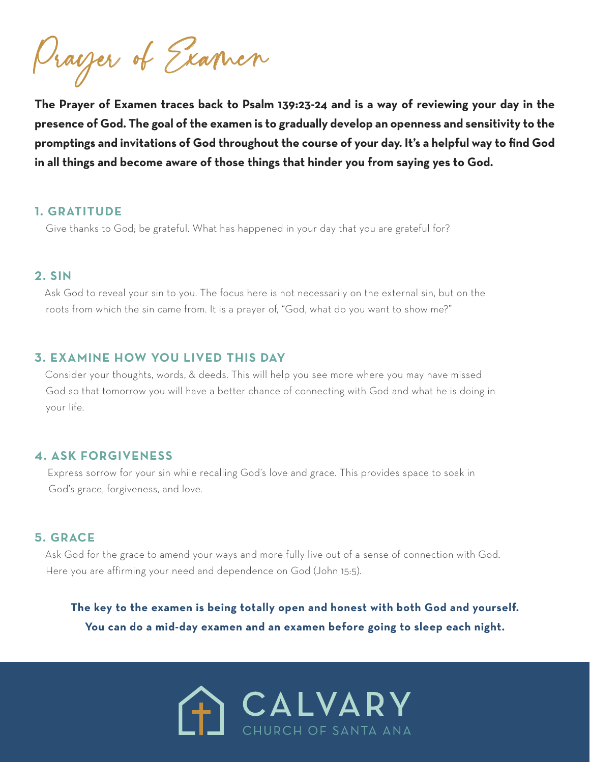# Prayer of Examen

**The Prayer of Examen traces back to Psalm 139:23-24 and is a way of reviewing your day in the presence of God. The goal of the examen is to gradually develop an openness and sensitivity to the promptings and invitations of God throughout the course of your day. It's a helpful way to find God in all things and become aware of those things that hinder you from saying yes to God.**

## 1. GRATITUDE

Give thanks to God; be grateful. What has happened in your day that you are grateful for?

## 2. SIN

Ask God to reveal your sin to you. The focus here is not necessarily on the external sin, but on the roots from which the sin came from. It is a prayer of, "God, what do you want to show me?"

## 3. EXAMINE HOW YOU LIVED THIS DAY

Consider your thoughts, words, & deeds. This will help you see more where you may have missed God so that tomorrow you will have a better chance of connecting with God and what he is doing in your life.

## 4. ASK FORGIVENESS

Express sorrow for your sin while recalling God's love and grace. This provides space to soak in God's grace, forgiveness, and love.

## 5. GRACE

Ask God for the grace to amend your ways and more fully live out of a sense of connection with God. Here you are affirming your need and dependence on God (John 15:5).

**The key to the examen is being totally open and honest with both God and yourself. You can do a mid-day examen and an examen before going to sleep each night.**

CALVARY
CHURCH OF SANTA ANA